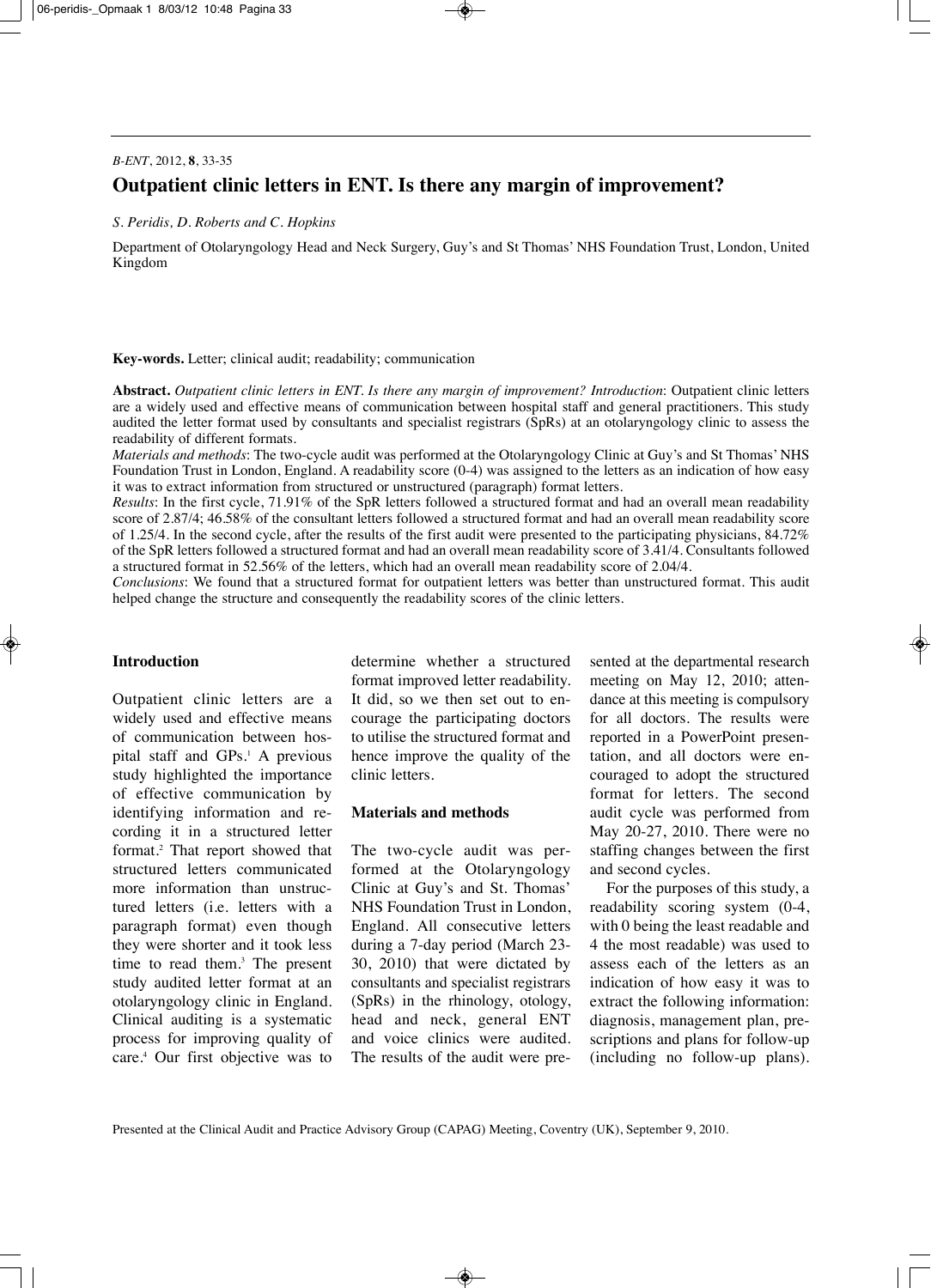# Outpatient clinic letters in ENT. Is there any margin of improvement?

*S. Peridis, D. Roberts and C. Hopkins*

Department of Otolaryngology Head and Neck Surgery, Guy's and St Thomas' NHS Foundation Trust, London, United Kingdom

**Key-words.** Letter; clinical audit; readability; communication

**Abstract.** *Outpatient clinic letters in ENT. Is there any margin of improvement? Introduction*: Outpatient clinic letters are a widely used and effective means of communication between hospital staff and general practitioners. This study audited the letter format used by consultants and specialist registrars (SpRs) at an otolaryngology clinic to assess the readability of different formats.

*Materials and methods*: The two-cycle audit was performed at the Otolaryngology Clinic at Guy's and St Thomas' NHS Foundation Trust in London, England. A readability score (0-4) was assigned to the letters as an indication of how easy it was to extract information from structured or unstructured (paragraph) format letters.

*Results*: In the first cycle, 71.91% of the SpR letters followed a structured format and had an overall mean readability score of 2.87/4; 46.58% of the consultant letters followed a structured format and had an overall mean readability score of 1.25/4. In the second cycle, after the results of the first audit were presented to the participating physicians, 84.72% of the SpR letters followed a structured format and had an overall mean readability score of 3.41/4. Consultants followed a structured format in 52.56% of the letters, which had an overall mean readability score of 2.04/4.

*Conclusions*: We found that a structured format for outpatient letters was better than unstructured format. This audit helped change the structure and consequently the readability scores of the clinic letters.

## Introduction

Outpatient clinic letters are a widely used and effective means of communication between hospital staff and GPs.[1] A previous study highlighted the importance of effective communication by identifying information and recording it in a structured letter format.[2] That report showed that structured letters communicated more information than unstructured letters (i.e. letters with a paragraph format) even though they were shorter and it took less time to read them.[3] The present study audited letter format at an otolaryngology clinic in England. Clinical auditing is a systematic process for improving quality of care.[4] Our first objective was to determine whether a structured format improved letter readability. It did, so we then set out to encourage the participating doctors to utilise the structured format and hence improve the quality of the clinic letters.

## Materials and methods

The two-cycle audit was performed at the Otolaryngology Clinic at Guy's and St. Thomas' NHS Foundation Trust in London, England. All consecutive letters during a 7-day period (March 23-30, 2010) that were dictated by consultants and specialist registrars (SpRs) in the rhinology, otology, head and neck, general ENT and voice clinics were audited. The results of the audit were presented at the departmental research meeting on May 12, 2010; attendance at this meeting is compulsory for all doctors. The results were reported in a PowerPoint presentation, and all doctors were encouraged to adopt the structured format for letters. The second audit cycle was performed from May 20-27, 2010. There were no staffing changes between the first and second cycles.

For the purposes of this study, a readability scoring system (0-4, with 0 being the least readable and 4 the most readable) was used to assess each of the letters as an indication of how easy it was to extract the following information: diagnosis, management plan, prescriptions and plans for follow-up (including no follow-up plans).

Presented at the Clinical Audit and Practice Advisory Group (CAPAG) Meeting, Coventry (UK), September 9, 2010.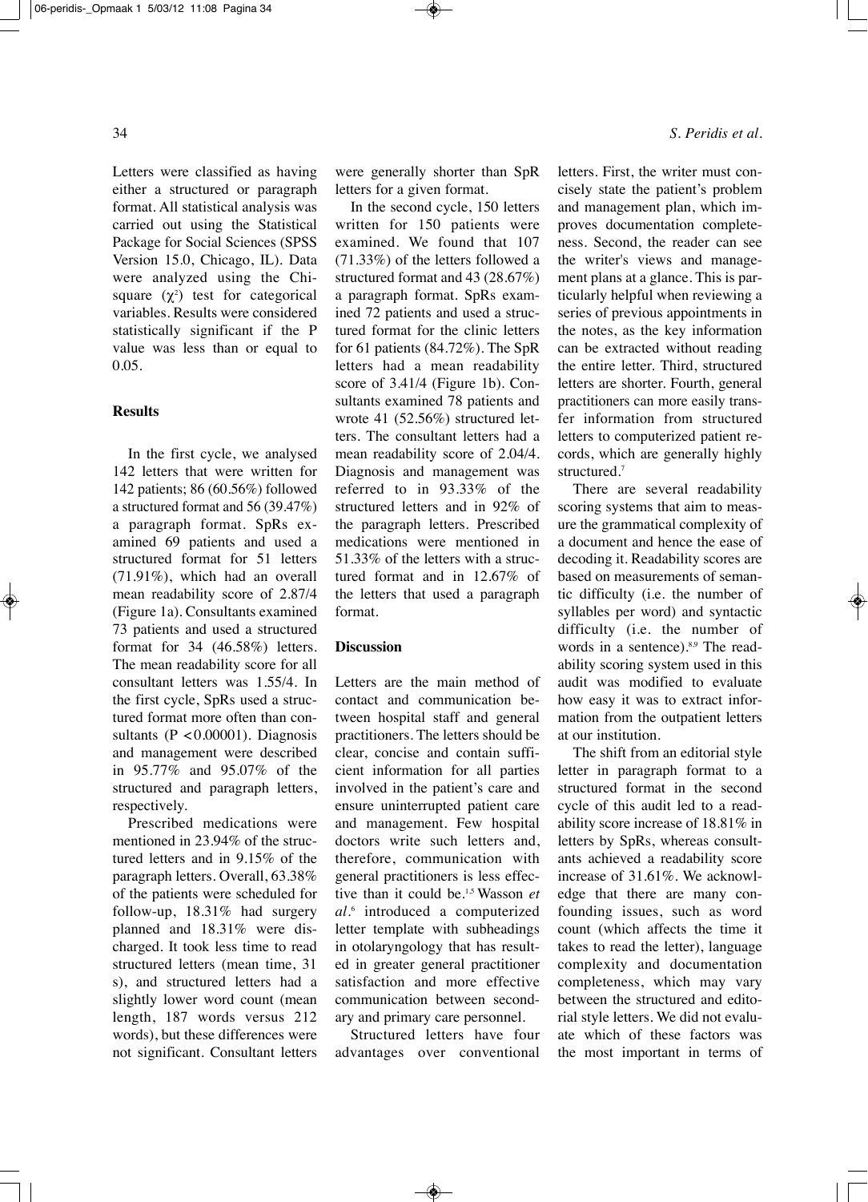Letters were classified as having either a structured or paragraph format. All statistical analysis was carried out using the Statistical Package for Social Sciences (SPSS Version 15.0, Chicago, IL). Data were analyzed using the Chi-square ($\chi^2$) test for categorical variables. Results were considered statistically significant if the P value was less than or equal to 0.05.

## Results

In the first cycle, we analysed 142 letters that were written for 142 patients; 86 (60.56%) followed a structured format and 56 (39.47%) a paragraph format. SpRs examined 69 patients and used a structured format for 51 letters (71.91%), which had an overall mean readability score of 2.87/4 (Figure 1a). Consultants examined 73 patients and used a structured format for 34 (46.58%) letters. The mean readability score for all consultant letters was 1.55/4. In the first cycle, SpRs used a structured format more often than consultants ($P < 0.00001$). Diagnosis and management were described in 95.77% and 95.07% of the structured and paragraph letters, respectively.

Prescribed medications were mentioned in 23.94% of the structured letters and in 9.15% of the paragraph letters. Overall, 63.38% of the patients were scheduled for follow-up, 18.31% had surgery planned and 18.31% were discharged. It took less time to read structured letters (mean time, 31 s), and structured letters had a slightly lower word count (mean length, 187 words versus 212 words), but these differences were not significant. Consultant letters were generally shorter than SpR letters for a given format.

In the second cycle, 150 letters written for 150 patients were examined. We found that 107 (71.33%) of the letters followed a structured format and 43 (28.67%) a paragraph format. SpRs examined 72 patients and used a structured format for the clinic letters for 61 patients (84.72%). The SpR letters had a mean readability score of 3.41/4 (Figure 1b). Consultants examined 78 patients and wrote 41 (52.56%) structured letters. The consultant letters had a mean readability score of 2.04/4. Diagnosis and management was referred to in 93.33% of the structured letters and in 92% of the paragraph letters. Prescribed medications were mentioned in 51.33% of the letters with a structured format and in 12.67% of the letters that used a paragraph format.

## Discussion

Letters are the main method of contact and communication between hospital staff and general practitioners. The letters should be clear, concise and contain sufficient information for all parties involved in the patient's care and ensure uninterrupted patient care and management. Few hospital doctors write such letters and, therefore, communication with general practitioners is less effective than it could be.[1,5] Wasson *et al*.[6] introduced a computerized letter template with subheadings in otolaryngology that has resulted in greater general practitioner satisfaction and more effective communication between secondary and primary care personnel.

Structured letters have four advantages over conventional letters. First, the writer must concisely state the patient's problem and management plan, which improves documentation completeness. Second, the reader can see the writer's views and management plans at a glance. This is particularly helpful when reviewing a series of previous appointments in the notes, as the key information can be extracted without reading the entire letter. Third, structured letters are shorter. Fourth, general practitioners can more easily transfer information from structured letters to computerized patient records, which are generally highly structured.[7]

There are several readability scoring systems that aim to measure the grammatical complexity of a document and hence the ease of decoding it. Readability scores are based on measurements of semantic difficulty (i.e. the number of syllables per word) and syntactic difficulty (i.e. the number of words in a sentence).[8,9] The readability scoring system used in this audit was modified to evaluate how easy it was to extract information from the outpatient letters at our institution.

The shift from an editorial style letter in paragraph format to a structured format in the second cycle of this audit led to a readability score increase of 18.81% in letters by SpRs, whereas consultants achieved a readability score increase of 31.61%. We acknowledge that there are many confounding issues, such as word count (which affects the time it takes to read the letter), language complexity and documentation completeness, which may vary between the structured and editorial style letters. We did not evaluate which of these factors was the most important in terms of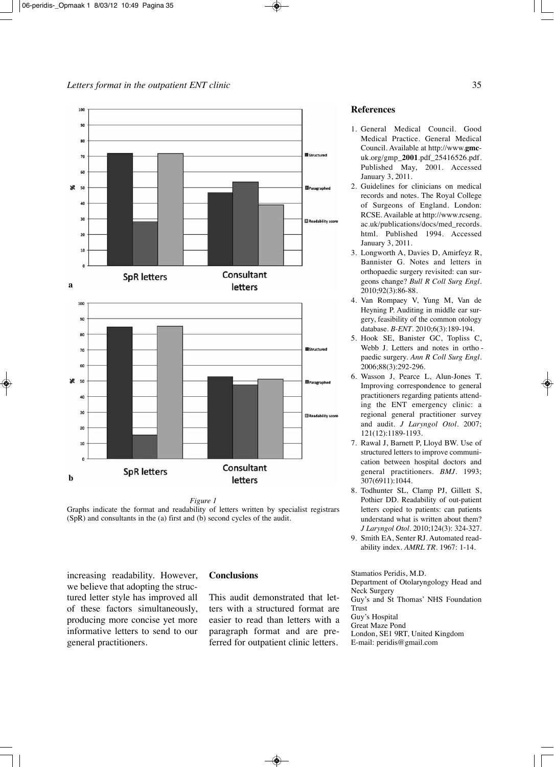100
90
80
70
60
% 50
40
30
20
10
0

Structured
Paragraphed
Readability score

SpR letters
Consultant letters

a

100
90
80
70
60
% 50
40
30
20
10
0

Structured
Paragraphed
Readability score

SpR letters
Consultant letters

b

*Figure 1*

Graphs indicate the format and readability of letters written by specialist registrars (SpR) and consultants in the (a) first and (b) second cycles of the audit.

increasing readability. However, we believe that adopting the structured letter style has improved all of these factors simultaneously, producing more concise yet more informative letters to send to our general practitioners.

## Conclusions

This audit demonstrated that letters with a structured format are easier to read than letters with a paragraph format and are preferred for outpatient clinic letters.

## References

1. General Medical Council. Good Medical Practice. General Medical Council. Available at http://www.**gmc**-uk.org/gmp_**2001**.pdf_25416526.pdf. Published May, 2001. Accessed January 3, 2011.
2. Guidelines for clinicians on medical records and notes. The Royal College of Surgeons of England. London: RCSE. Available at http://www.rcseng.ac.uk/publications/docs/med_records.html. Published 1994. Accessed January 3, 2011.
3. Longworth A, Davies D, Amirfeyz R, Bannister G. Notes and letters in orthopaedic surgery revisited: can surgeons change? *Bull R Coll Surg Engl*. 2010;92(3):86-88.
4. Van Rompaey V, Yung M, Van de Heyning P. Auditing in middle ear surgery, feasibility of the common otology database. *B-ENT*. 2010;6(3):189-194.
5. Hook SE, Banister GC, Topliss C, Webb J. Letters and notes in orthopaedic surgery. *Ann R Coll Surg Engl*. 2006;88(3):292-296.
6. Wasson J, Pearce L, Alun-Jones T. Improving correspondence to general practitioners regarding patients attending the ENT emergency clinic: a regional general practitioner survey and audit. *J Laryngol Otol*. 2007; 121(12):1189-1193.
7. Rawal J, Barnett P, Lloyd BW. Use of structured letters to improve communication between hospital doctors and general practitioners. *BMJ*. 1993; 307(6911):1044.
8. Todhunter SL, Clamp PJ, Gillett S, Pothier DD. Readability of out-patient letters copied to patients: can patients understand what is written about them? *J Laryngol Otol*. 2010;124(3): 324-327.
9. Smith EA, Senter RJ. Automated readability index. *AMRL TR*. 1967: 1-14.

Stamatios Peridis, M.D.
Department of Otolaryngology Head and Neck Surgery
Guy's and St Thomas' NHS Foundation Trust
Guy's Hospital
Great Maze Pond
London, SE1 9RT, United Kingdom
E-mail: peridis@gmail.com